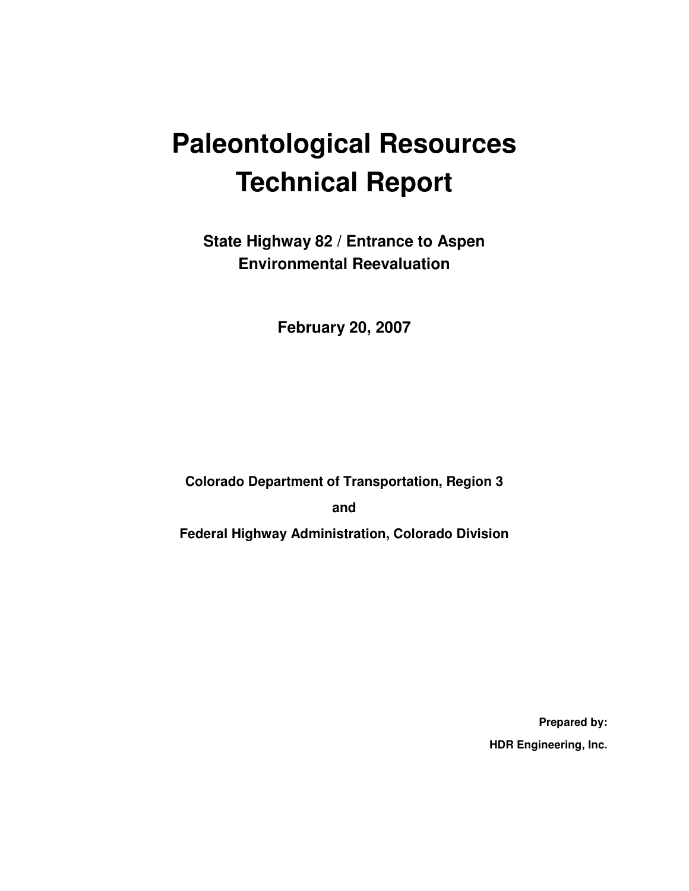# Paleontological Resources Technical Report

## State Highway 82 / Entrance to Aspen Environmental Reevaluation

**February 20, 2007**

**Colorado Department of Transportation, Region 3**

**and**

**Federal Highway Administration, Colorado Division**

**Prepared by:**

**HDR Engineering, Inc.**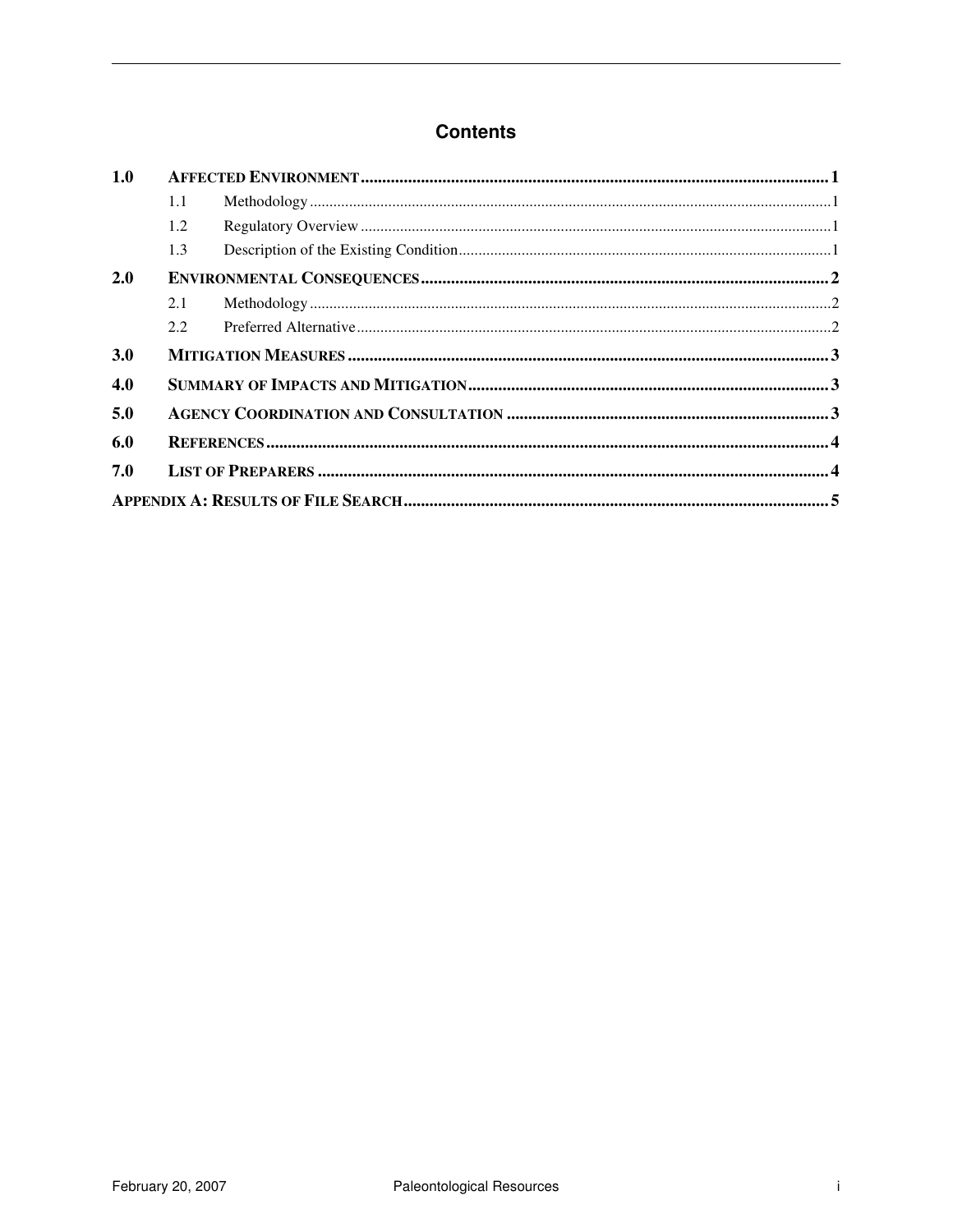# Contents

| | | | |
|---|---|---|---|
| **1.0** | **AFFECTED ENVIRONMENT** | | **1** |
| | 1.1 | Methodology | 1 |
| | 1.2 | Regulatory Overview | 1 |
| | 1.3 | Description of the Existing Condition | 1 |
| **2.0** | **ENVIRONMENTAL CONSEQUENCES** | | **2** |
| | 2.1 | Methodology | 2 |
| | 2.2 | Preferred Alternative | 2 |
| **3.0** | **MITIGATION MEASURES** | | **3** |
| **4.0** | **SUMMARY OF IMPACTS AND MITIGATION** | | **3** |
| **5.0** | **AGENCY COORDINATION AND CONSULTATION** | | **3** |
| **6.0** | **REFERENCES** | | **4** |
| **7.0** | **LIST OF PREPARERS** | | **4** |
| **APPENDIX A: RESULTS OF FILE SEARCH** | | | **5** |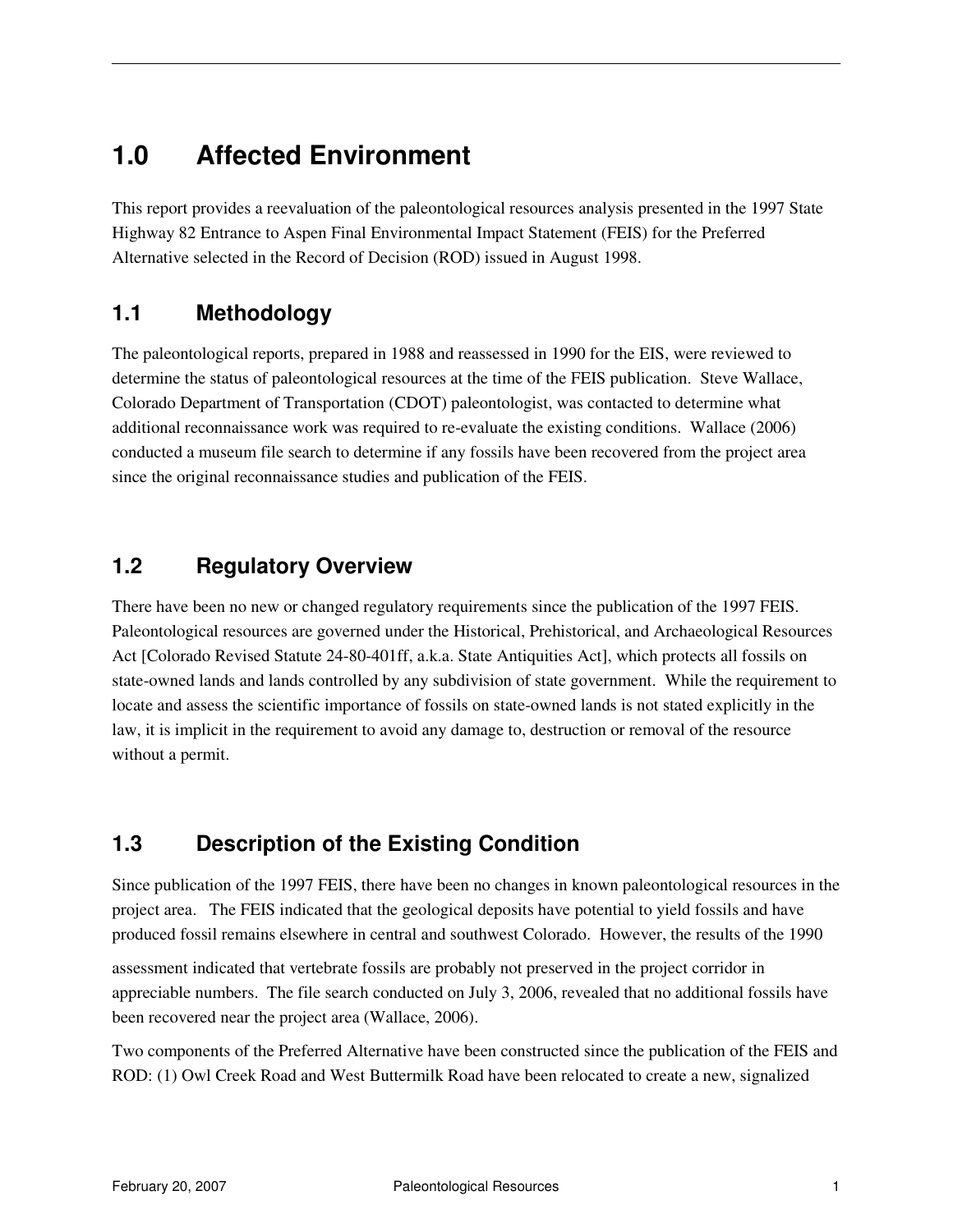# 1.0 Affected Environment

This report provides a reevaluation of the paleontological resources analysis presented in the 1997 State Highway 82 Entrance to Aspen Final Environmental Impact Statement (FEIS) for the Preferred Alternative selected in the Record of Decision (ROD) issued in August 1998.

## 1.1 Methodology

The paleontological reports, prepared in 1988 and reassessed in 1990 for the EIS, were reviewed to determine the status of paleontological resources at the time of the FEIS publication. Steve Wallace, Colorado Department of Transportation (CDOT) paleontologist, was contacted to determine what additional reconnaissance work was required to re-evaluate the existing conditions. Wallace (2006) conducted a museum file search to determine if any fossils have been recovered from the project area since the original reconnaissance studies and publication of the FEIS.

## 1.2 Regulatory Overview

There have been no new or changed regulatory requirements since the publication of the 1997 FEIS. Paleontological resources are governed under the Historical, Prehistorical, and Archaeological Resources Act [Colorado Revised Statute 24-80-401ff, a.k.a. State Antiquities Act], which protects all fossils on state-owned lands and lands controlled by any subdivision of state government. While the requirement to locate and assess the scientific importance of fossils on state-owned lands is not stated explicitly in the law, it is implicit in the requirement to avoid any damage to, destruction or removal of the resource without a permit.

## 1.3 Description of the Existing Condition

Since publication of the 1997 FEIS, there have been no changes in known paleontological resources in the project area. The FEIS indicated that the geological deposits have potential to yield fossils and have produced fossil remains elsewhere in central and southwest Colorado. However, the results of the 1990 assessment indicated that vertebrate fossils are probably not preserved in the project corridor in appreciable numbers. The file search conducted on July 3, 2006, revealed that no additional fossils have been recovered near the project area (Wallace, 2006).

Two components of the Preferred Alternative have been constructed since the publication of the FEIS and ROD: (1) Owl Creek Road and West Buttermilk Road have been relocated to create a new, signalized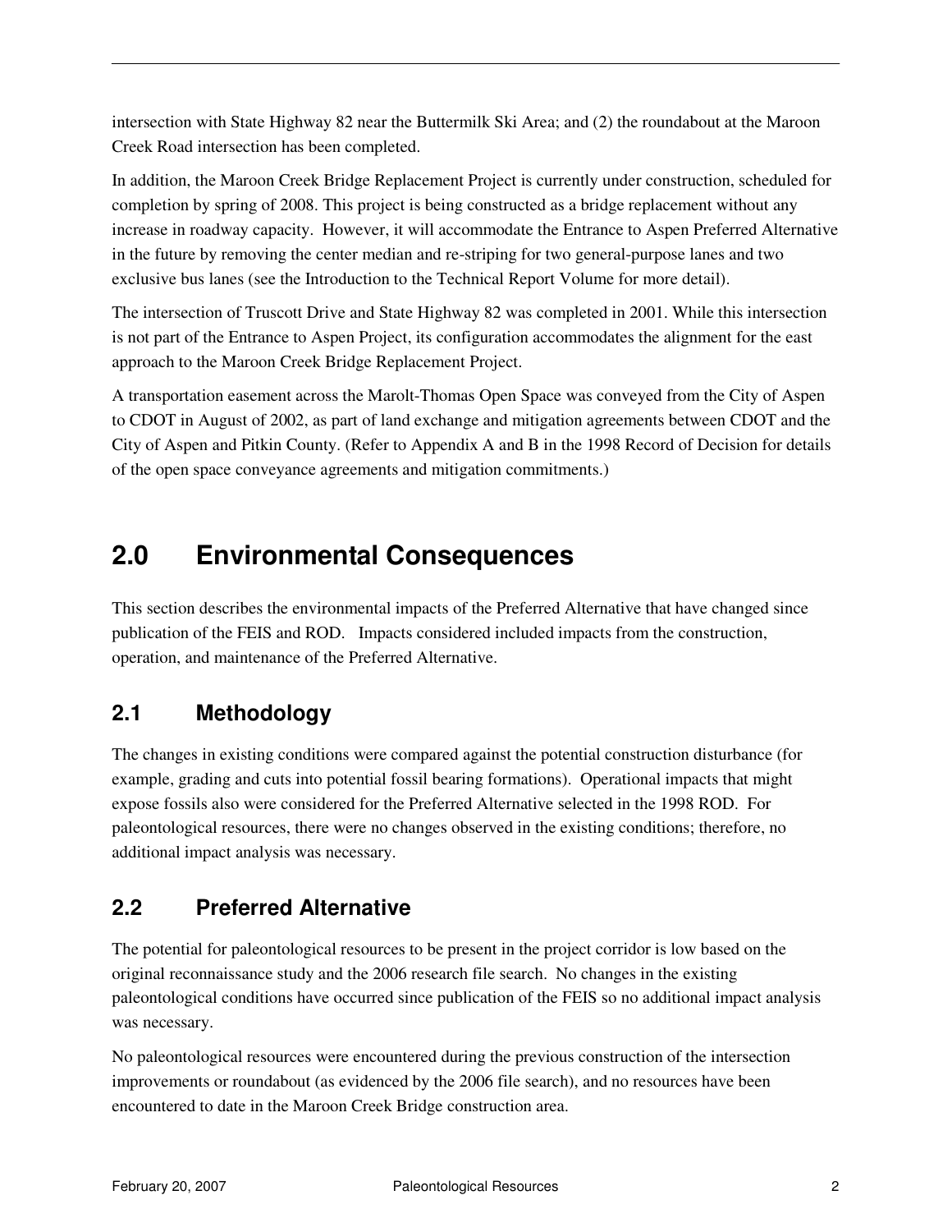intersection with State Highway 82 near the Buttermilk Ski Area; and (2) the roundabout at the Maroon Creek Road intersection has been completed.

In addition, the Maroon Creek Bridge Replacement Project is currently under construction, scheduled for completion by spring of 2008. This project is being constructed as a bridge replacement without any increase in roadway capacity. However, it will accommodate the Entrance to Aspen Preferred Alternative in the future by removing the center median and re-striping for two general-purpose lanes and two exclusive bus lanes (see the Introduction to the Technical Report Volume for more detail).

The intersection of Truscott Drive and State Highway 82 was completed in 2001. While this intersection is not part of the Entrance to Aspen Project, its configuration accommodates the alignment for the east approach to the Maroon Creek Bridge Replacement Project.

A transportation easement across the Marolt-Thomas Open Space was conveyed from the City of Aspen to CDOT in August of 2002, as part of land exchange and mitigation agreements between CDOT and the City of Aspen and Pitkin County. (Refer to Appendix A and B in the 1998 Record of Decision for details of the open space conveyance agreements and mitigation commitments.)

# 2.0 Environmental Consequences

This section describes the environmental impacts of the Preferred Alternative that have changed since publication of the FEIS and ROD. Impacts considered included impacts from the construction, operation, and maintenance of the Preferred Alternative.

## 2.1 Methodology

The changes in existing conditions were compared against the potential construction disturbance (for example, grading and cuts into potential fossil bearing formations). Operational impacts that might expose fossils also were considered for the Preferred Alternative selected in the 1998 ROD. For paleontological resources, there were no changes observed in the existing conditions; therefore, no additional impact analysis was necessary.

## 2.2 Preferred Alternative

The potential for paleontological resources to be present in the project corridor is low based on the original reconnaissance study and the 2006 research file search. No changes in the existing paleontological conditions have occurred since publication of the FEIS so no additional impact analysis was necessary.

No paleontological resources were encountered during the previous construction of the intersection improvements or roundabout (as evidenced by the 2006 file search), and no resources have been encountered to date in the Maroon Creek Bridge construction area.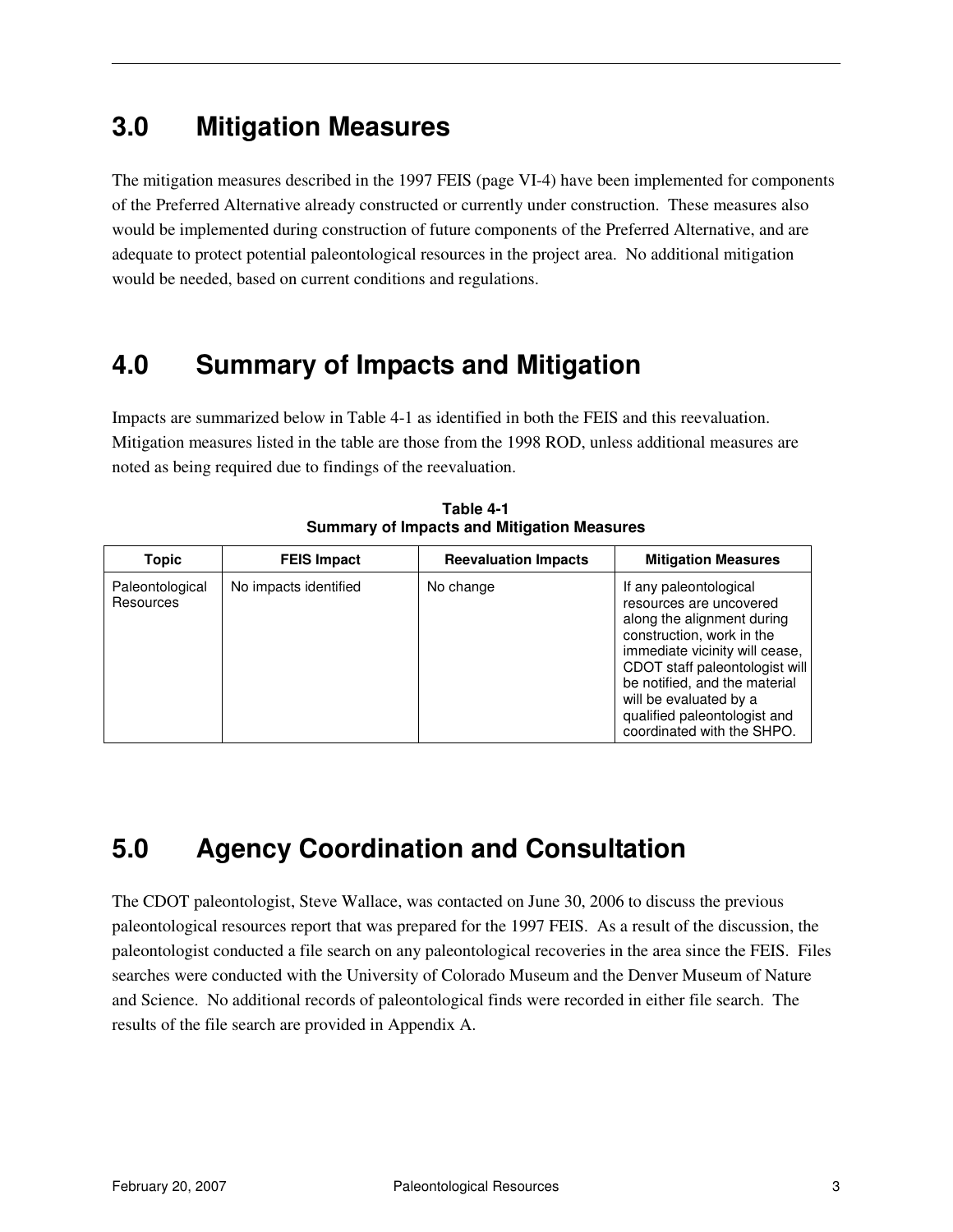# 3.0 Mitigation Measures

The mitigation measures described in the 1997 FEIS (page VI-4) have been implemented for components of the Preferred Alternative already constructed or currently under construction. These measures also would be implemented during construction of future components of the Preferred Alternative, and are adequate to protect potential paleontological resources in the project area. No additional mitigation would be needed, based on current conditions and regulations.

# 4.0 Summary of Impacts and Mitigation

Impacts are summarized below in Table 4-1 as identified in both the FEIS and this reevaluation. Mitigation measures listed in the table are those from the 1998 ROD, unless additional measures are noted as being required due to findings of the reevaluation.

**Table 4-1**
**Summary of Impacts and Mitigation Measures**

| Topic | FEIS Impact | Reevaluation Impacts | Mitigation Measures |
|---|---|---|---|
| Paleontological Resources | No impacts identified | No change | If any paleontological resources are uncovered along the alignment during construction, work in the immediate vicinity will cease, CDOT staff paleontologist will be notified, and the material will be evaluated by a qualified paleontologist and coordinated with the SHPO. |

# 5.0 Agency Coordination and Consultation

The CDOT paleontologist, Steve Wallace, was contacted on June 30, 2006 to discuss the previous paleontological resources report that was prepared for the 1997 FEIS. As a result of the discussion, the paleontologist conducted a file search on any paleontological recoveries in the area since the FEIS. Files searches were conducted with the University of Colorado Museum and the Denver Museum of Nature and Science. No additional records of paleontological finds were recorded in either file search. The results of the file search are provided in Appendix A.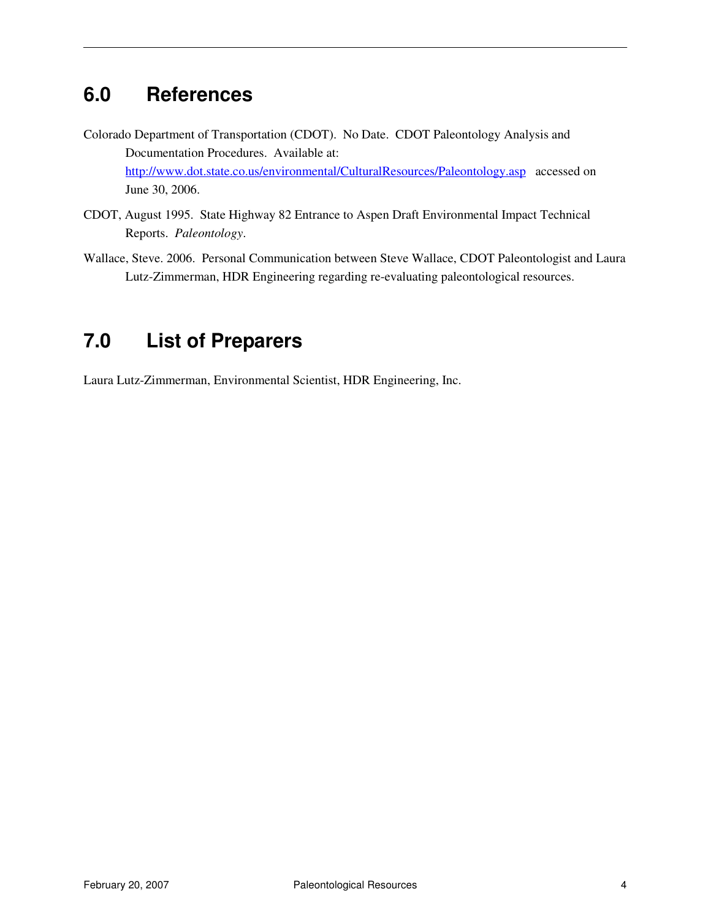## 6.0 References

Colorado Department of Transportation (CDOT). No Date. CDOT Paleontology Analysis and Documentation Procedures. Available at: [http://www.dot.state.co.us/environmental/CulturalResources/Paleontology.asp](http://www.dot.state.co.us/environmental/CulturalResources/Paleontology.asp) accessed on June 30, 2006.

CDOT, August 1995. State Highway 82 Entrance to Aspen Draft Environmental Impact Technical Reports. *Paleontology*.

Wallace, Steve. 2006. Personal Communication between Steve Wallace, CDOT Paleontologist and Laura Lutz-Zimmerman, HDR Engineering regarding re-evaluating paleontological resources.

## 7.0 List of Preparers

Laura Lutz-Zimmerman, Environmental Scientist, HDR Engineering, Inc.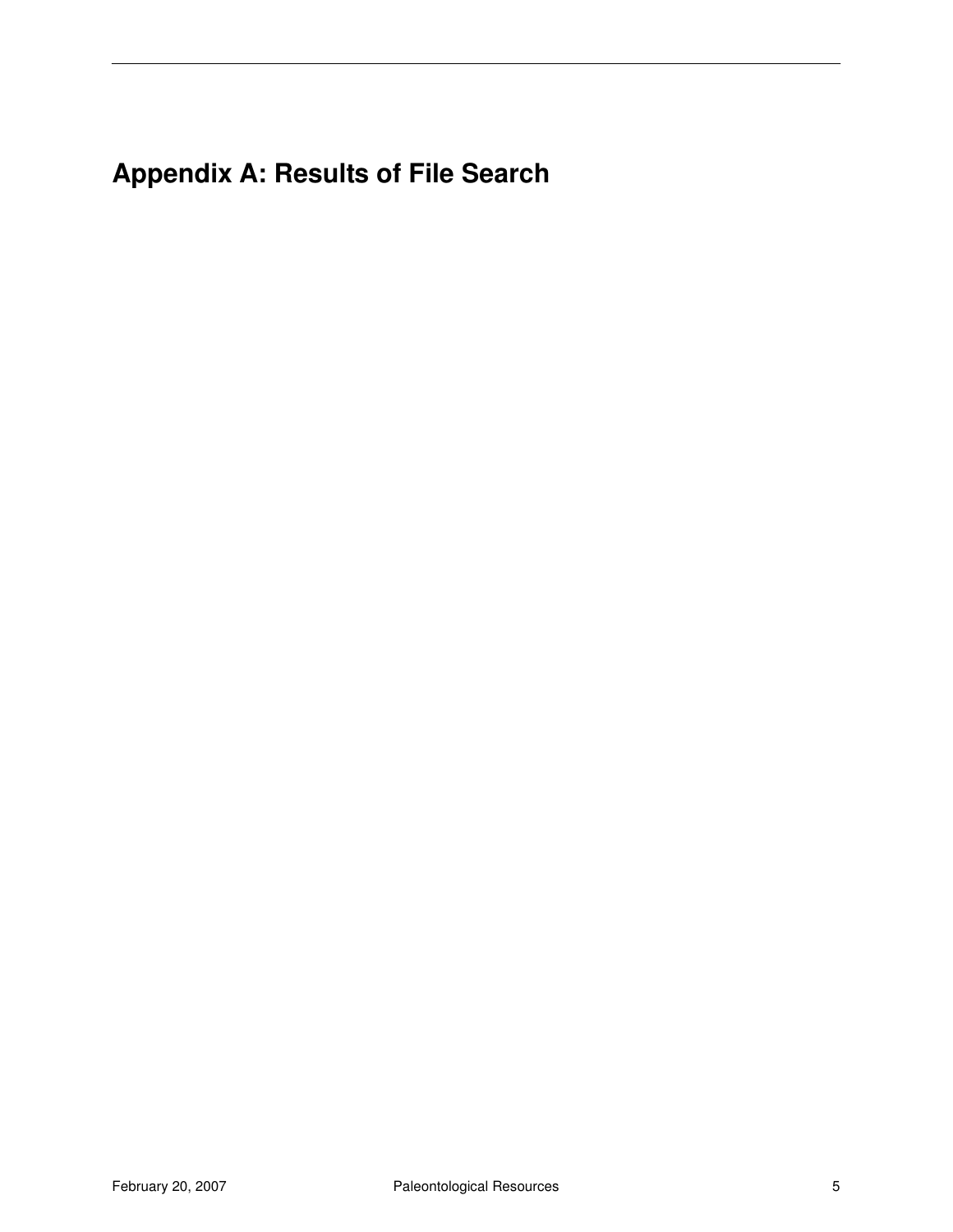# Appendix A: Results of File Search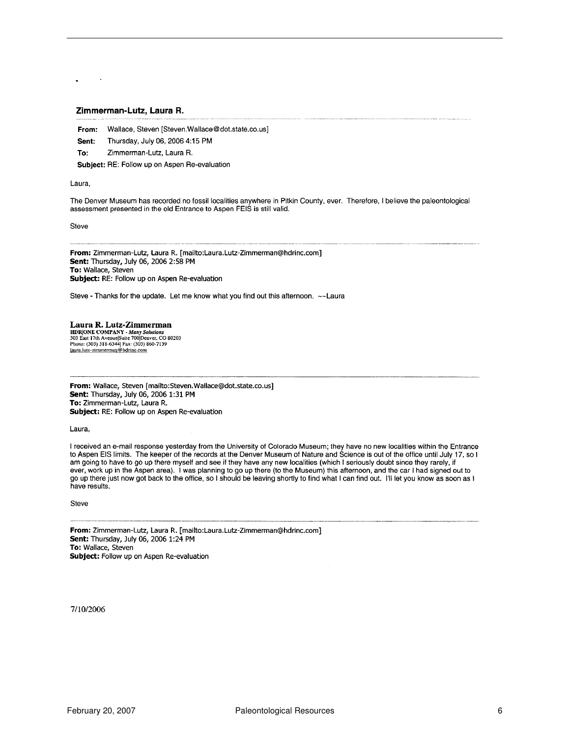## Zimmerman-Lutz, Laura R.

**From:** Wallace, Steven [Steven.Wallace@dot.state.co.us]

**Sent:** Thursday, July 06, 2006 4:15 PM

**To:** Zimmerman-Lutz, Laura R.

**Subject:** RE: Follow up on Aspen Re-evaluation

Laura,

The Denver Museum has recorded no fossil localities anywhere in Pitkin County, ever. Therefore, I believe the paleontological assessment presented in the old Entrance to Aspen FEIS is still valid.

Steve

---

**From:** Zimmerman-Lutz, Laura R. [mailto:Laura.Lutz-Zimmerman@hdrinc.com]
**Sent:** Thursday, July 06, 2006 2:58 PM
**To:** Wallace, Steven
**Subject:** RE: Follow up on Aspen Re-evaluation

Steve - Thanks for the update. Let me know what you find out this afternoon. ~~Laura

**Laura R. Lutz-Zimmerman**
**HDR|ONE COMPANY** - *Many Solutions*
303 East 17th Avenue|Suite 700|Denver, CO 80203
Phone: (303) 318-6344| Fax: (303) 860-7139
laura.lutz-zimmerman@hdrinc.com

---

**From:** Wallace, Steven [mailto:Steven.Wallace@dot.state.co.us]
**Sent:** Thursday, July 06, 2006 1:31 PM
**To:** Zimmerman-Lutz, Laura R.
**Subject:** RE: Follow up on Aspen Re-evaluation

Laura,

I received an e-mail response yesterday from the University of Colorado Museum; they have no new localities within the Entrance to Aspen EIS limits. The keeper of the records at the Denver Museum of Nature and Science is out of the office until July 17, so I am going to have to go up there myself and see if they have any new localities (which I seriously doubt since they rarely, if ever, work up in the Aspen area). I was planning to go up there (to the Museum) this afternoon, and the car I had signed out to go up there just now got back to the office, so I should be leaving shortly to find what I can find out. I'll let you know as soon as I have results.

Steve

---

**From:** Zimmerman-Lutz, Laura R. [mailto:Laura.Lutz-Zimmerman@hdrinc.com]
**Sent:** Thursday, July 06, 2006 1:24 PM
**To:** Wallace, Steven
**Subject:** Follow up on Aspen Re-evaluation

7/10/2006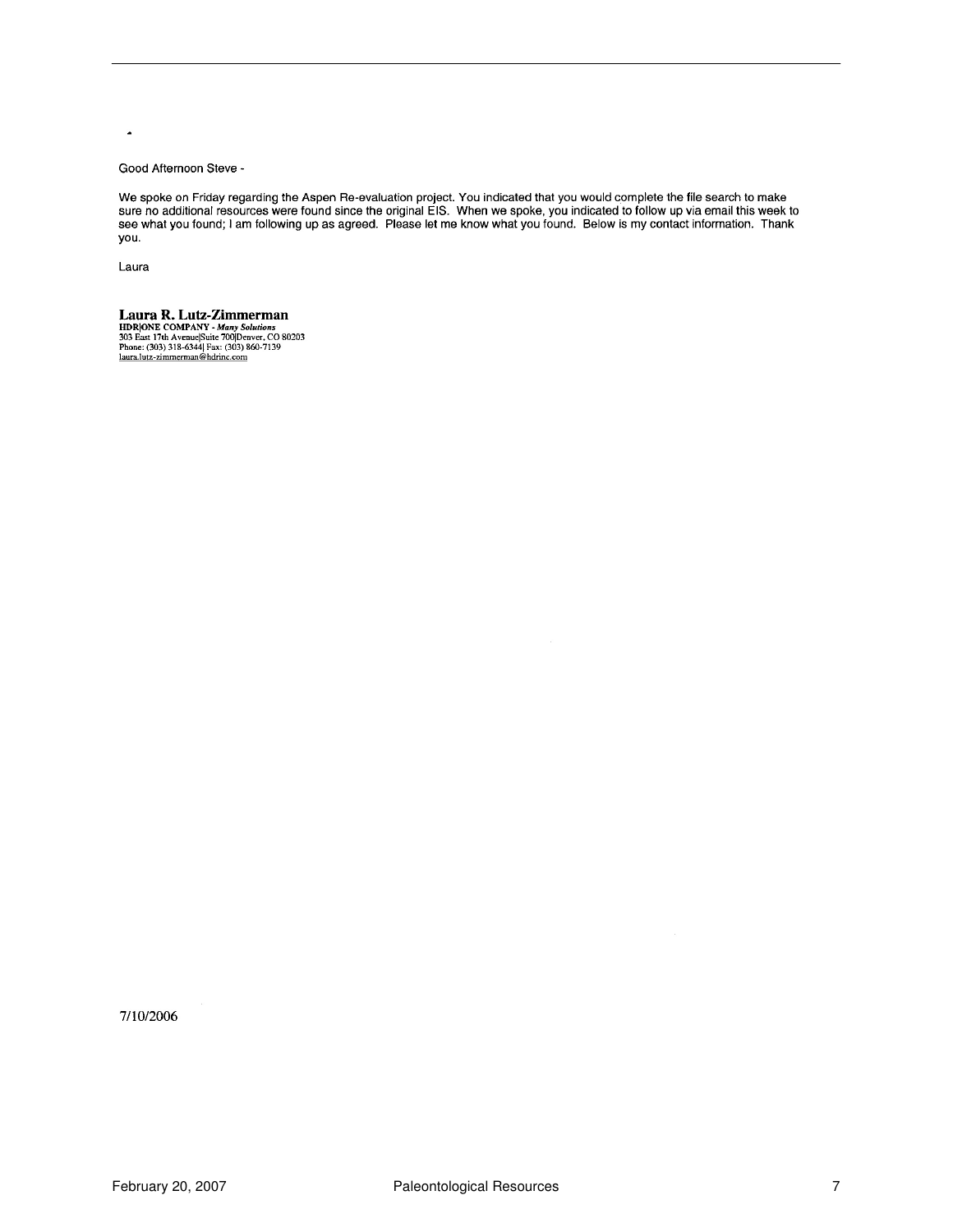Good Afternoon Steve -

We spoke on Friday regarding the Aspen Re-evaluation project. You indicated that you would complete the file search to make sure no additional resources were found since the original EIS. When we spoke, you indicated to follow up via email this week to see what you found; I am following up as agreed. Please let me know what you found. Below is my contact information. Thank you.

Laura

**Laura R. Lutz-Zimmerman**
**HDR|ONE COMPANY** - ***Many Solutions***
303 East 17th Avenue|Suite 700|Denver, CO 80203
Phone: (303) 318-6344| Fax: (303) 860-7139
laura.lutz-zimmerman@hdrinc.com

7/10/2006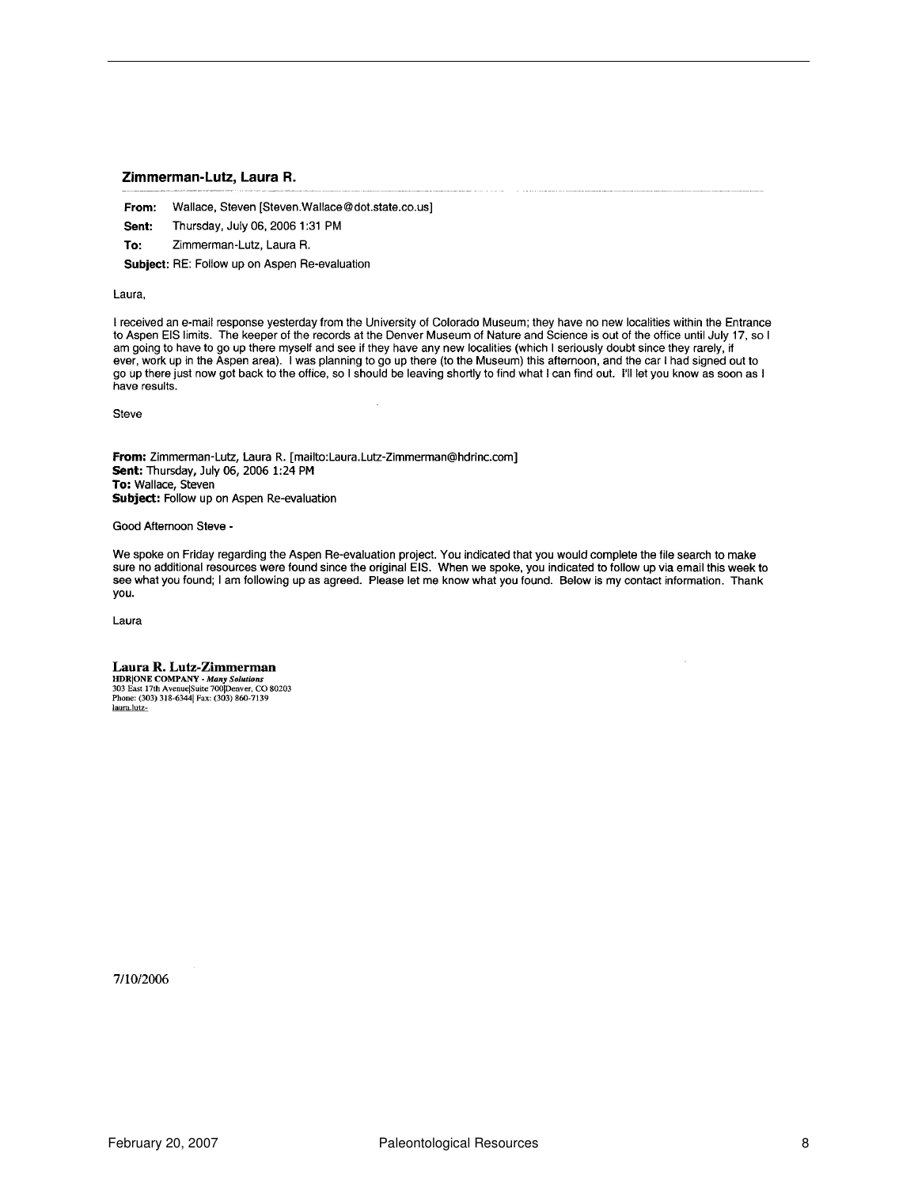**Zimmerman-Lutz, Laura R.**

**From:** Wallace, Steven [Steven.Wallace@dot.state.co.us]

**Sent:** Thursday, July 06, 2006 1:31 PM

**To:** Zimmerman-Lutz, Laura R.

**Subject:** RE: Follow up on Aspen Re-evaluation

Laura,

I received an e-mail response yesterday from the University of Colorado Museum; they have no new localities within the Entrance to Aspen EIS limits. The keeper of the records at the Denver Museum of Nature and Science is out of the office until July 17, so I am going to have to go up there myself and see if they have any new localities (which I seriously doubt since they rarely, if ever, work up in the Aspen area). I was planning to go up there (to the Museum) this afternoon, and the car I had signed out to go up there just now got back to the office, so I should be leaving shortly to find what I can find out. I'll let you know as soon as I have results.

Steve

**From:** Zimmerman-Lutz, Laura R. [mailto:Laura.Lutz-Zimmerman@hdrinc.com]
**Sent:** Thursday, July 06, 2006 1:24 PM
**To:** Wallace, Steven
**Subject:** Follow up on Aspen Re-evaluation

Good Afternoon Steve -

We spoke on Friday regarding the Aspen Re-evaluation project. You indicated that you would complete the file search to make sure no additional resources were found since the original EIS. When we spoke, you indicated to follow up via email this week to see what you found; I am following up as agreed. Please let me know what you found. Below is my contact information. Thank you.

Laura

**Laura R. Lutz-Zimmerman**
**HDR|ONE COMPANY** - ***Many Solutions***
303 East 17th Avenue|Suite 700|Denver, CO 80203
Phone: (303) 318-6344| Fax: (303) 860-7139
laura.lutz-

7/10/2006